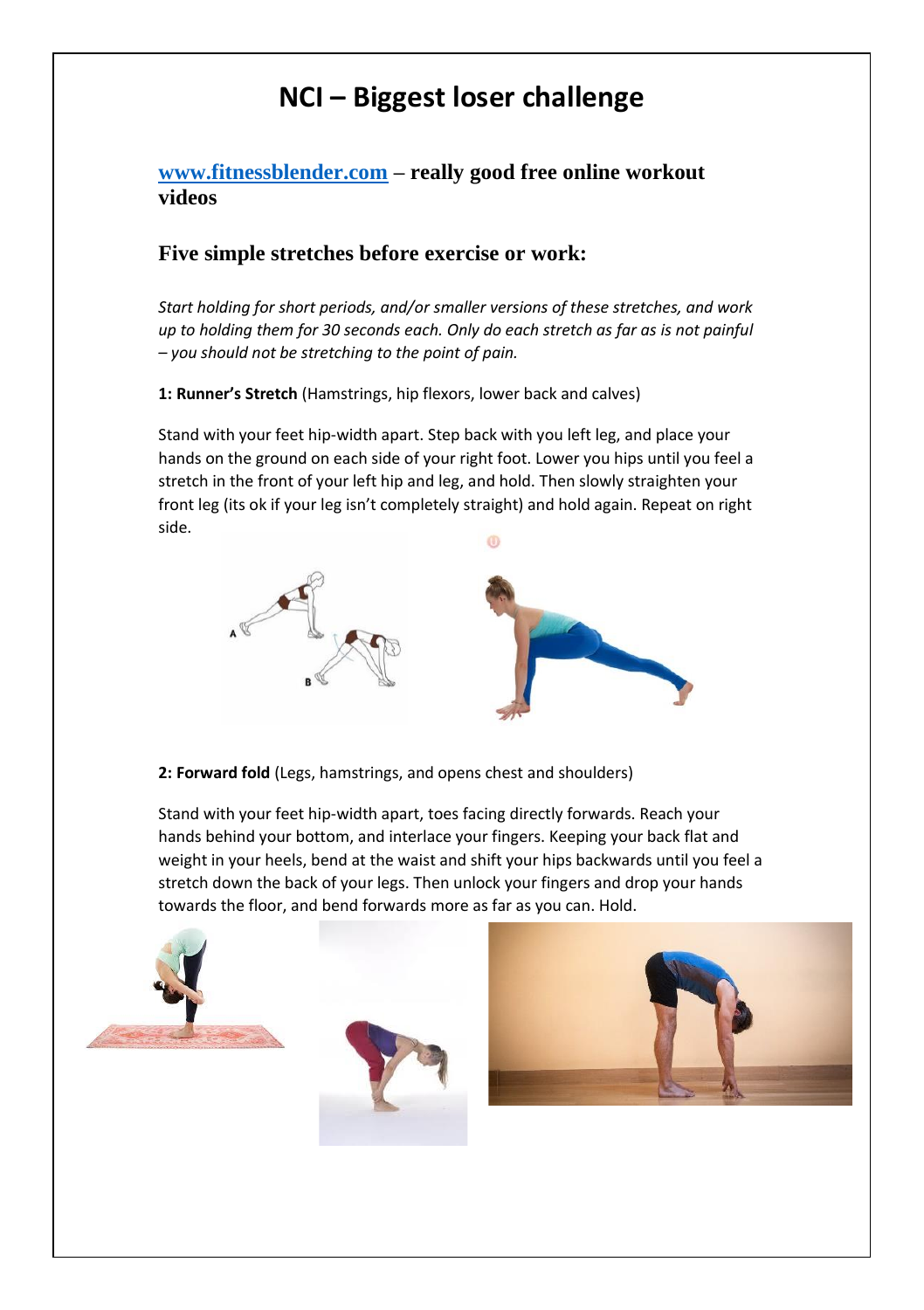# NCI – Biggest loser challenge

**[www.fitnessblender.com](http://www.fitnessblender.com) – really good free online workout videos**

## Five simple stretches before exercise or work:

*Start holding for short periods, and/or smaller versions of these stretches, and work up to holding them for 30 seconds each. Only do each stretch as far as is not painful – you should not be stretching to the point of pain.*

**1: Runner's Stretch** (Hamstrings, hip flexors, lower back and calves)

Stand with your feet hip-width apart. Step back with you left leg, and place your hands on the ground on each side of your right foot. Lower you hips until you feel a stretch in the front of your left hip and leg, and hold. Then slowly straighten your front leg (its ok if your leg isn't completely straight) and hold again. Repeat on right side.

**2: Forward fold** (Legs, hamstrings, and opens chest and shoulders)

Stand with your feet hip-width apart, toes facing directly forwards. Reach your hands behind your bottom, and interlace your fingers. Keeping your back flat and weight in your heels, bend at the waist and shift your hips backwards until you feel a stretch down the back of your legs. Then unlock your fingers and drop your hands towards the floor, and bend forwards more as far as you can. Hold.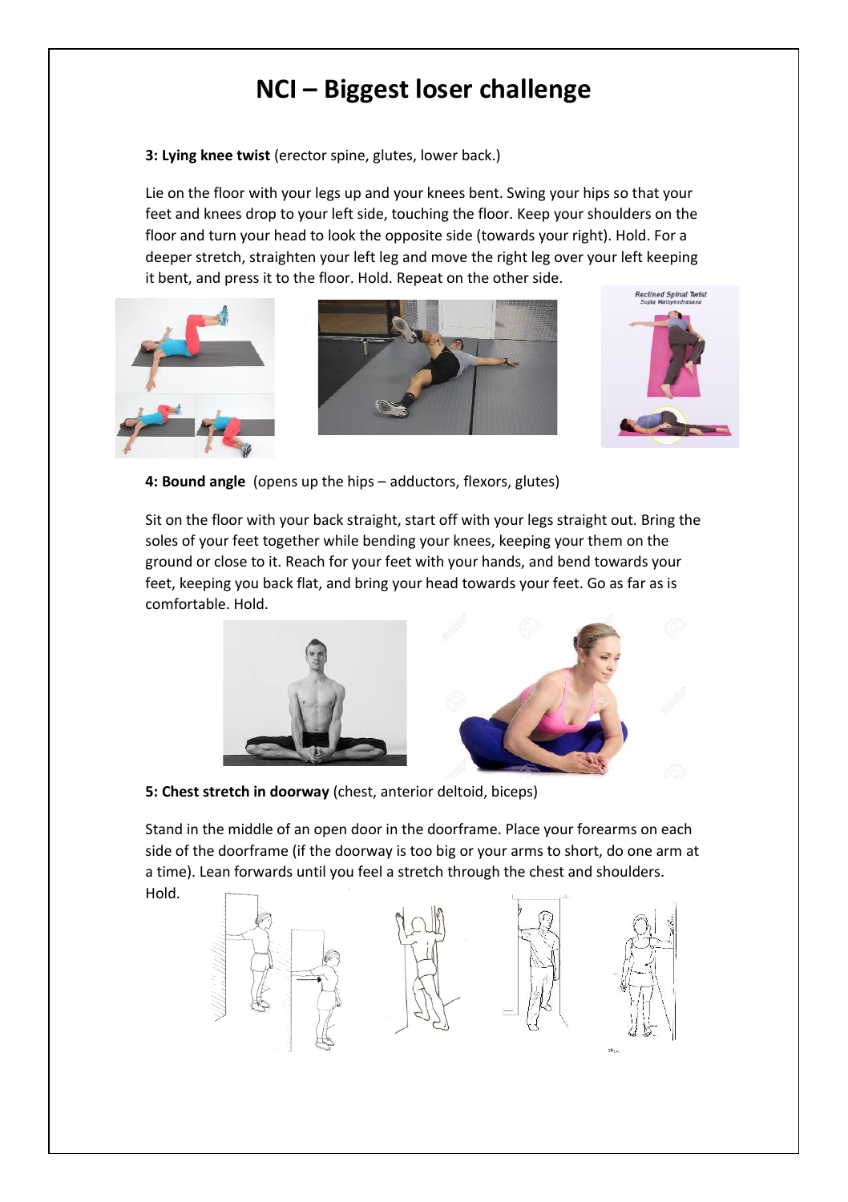# NCI – Biggest loser challenge

**3: Lying knee twist** (erector spine, glutes, lower back.)

Lie on the floor with your legs up and your knees bent. Swing your hips so that your feet and knees drop to your left side, touching the floor. Keep your shoulders on the floor and turn your head to look the opposite side (towards your right). Hold. For a deeper stretch, straighten your left leg and move the right leg over your left keeping it bent, and press it to the floor. Hold. Repeat on the other side.

**4: Bound angle** (opens up the hips – adductors, flexors, glutes)

Sit on the floor with your back straight, start off with your legs straight out. Bring the soles of your feet together while bending your knees, keeping your them on the ground or close to it. Reach for your feet with your hands, and bend towards your feet, keeping you back flat, and bring your head towards your feet. Go as far as is comfortable. Hold.

**5: Chest stretch in doorway** (chest, anterior deltoid, biceps)

Stand in the middle of an open door in the doorframe. Place your forearms on each side of the doorframe (if the doorway is too big or your arms to short, do one arm at a time). Lean forwards until you feel a stretch through the chest and shoulders. Hold.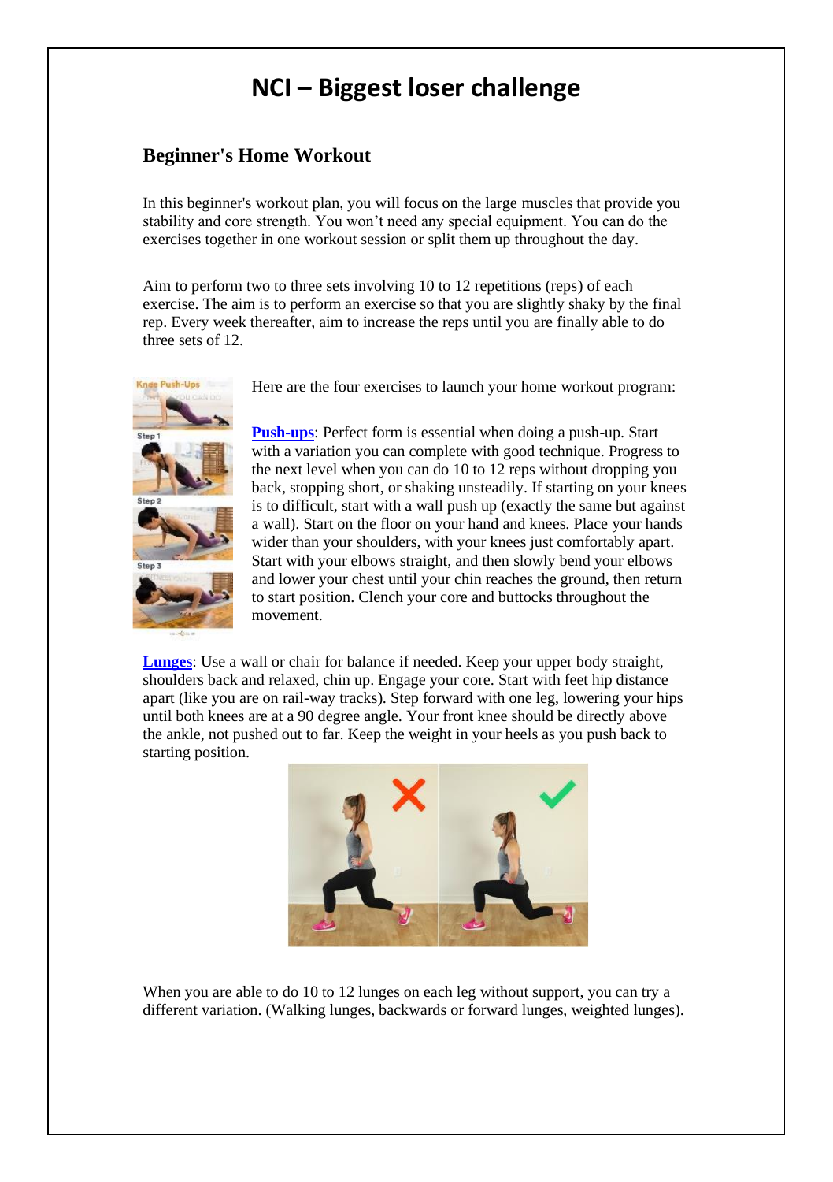# NCI – Biggest loser challenge

## Beginner's Home Workout

In this beginner's workout plan, you will focus on the large muscles that provide you stability and core strength. You won't need any special equipment. You can do the exercises together in one workout session or split them up throughout the day.

Aim to perform two to three sets involving 10 to 12 repetitions (reps) of each exercise. The aim is to perform an exercise so that you are slightly shaky by the final rep. Every week thereafter, aim to increase the reps until you are finally able to do three sets of 12.

Here are the four exercises to launch your home workout program:

**Push-ups**: Perfect form is essential when doing a push-up. Start with a variation you can complete with good technique. Progress to the next level when you can do 10 to 12 reps without dropping you back, stopping short, or shaking unsteadily. If starting on your knees is to difficult, start with a wall push up (exactly the same but against a wall). Start on the floor on your hand and knees. Place your hands wider than your shoulders, with your knees just comfortably apart. Start with your elbows straight, and then slowly bend your elbows and lower your chest until your chin reaches the ground, then return to start position. Clench your core and buttocks throughout the movement.

**Lunges**: Use a wall or chair for balance if needed. Keep your upper body straight, shoulders back and relaxed, chin up. Engage your core. Start with feet hip distance apart (like you are on rail-way tracks). Step forward with one leg, lowering your hips until both knees are at a 90 degree angle. Your front knee should be directly above the ankle, not pushed out to far. Keep the weight in your heels as you push back to starting position.

When you are able to do 10 to 12 lunges on each leg without support, you can try a different variation. (Walking lunges, backwards or forward lunges, weighted lunges).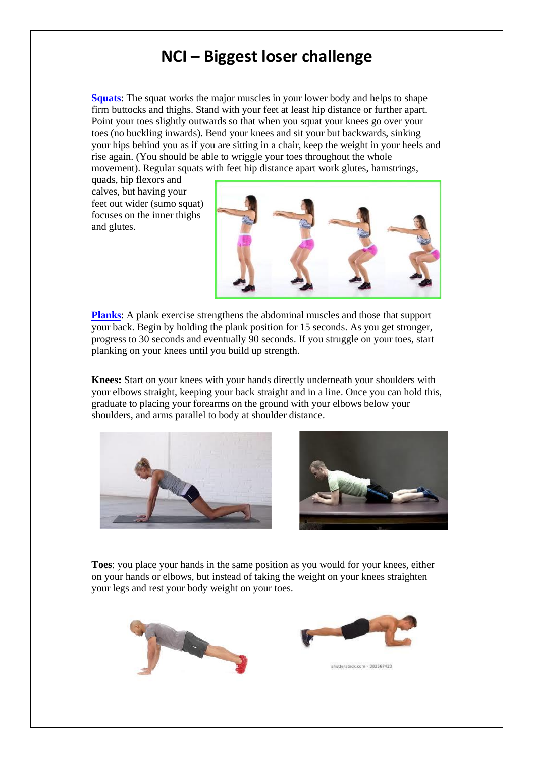# NCI – Biggest loser challenge

**Squats**: The squat works the major muscles in your lower body and helps to shape firm buttocks and thighs. Stand with your feet at least hip distance or further apart. Point your toes slightly outwards so that when you squat your knees go over your toes (no buckling inwards). Bend your knees and sit your but backwards, sinking your hips behind you as if you are sitting in a chair, keep the weight in your heels and rise again. (You should be able to wriggle your toes throughout the whole movement). Regular squats with feet hip distance apart work glutes, hamstrings, quads, hip flexors and calves, but having your feet out wider (sumo squat) focuses on the inner thighs and glutes.

**Planks**: A plank exercise strengthens the abdominal muscles and those that support your back. Begin by holding the plank position for 15 seconds. As you get stronger, progress to 30 seconds and eventually 90 seconds. If you struggle on your toes, start planking on your knees until you build up strength.

**Knees:** Start on your knees with your hands directly underneath your shoulders with your elbows straight, keeping your back straight and in a line. Once you can hold this, graduate to placing your forearms on the ground with your elbows below your shoulders, and arms parallel to body at shoulder distance.

**Toes**: you place your hands in the same position as you would for your knees, either on your hands or elbows, but instead of taking the weight on your knees straighten your legs and rest your body weight on your toes.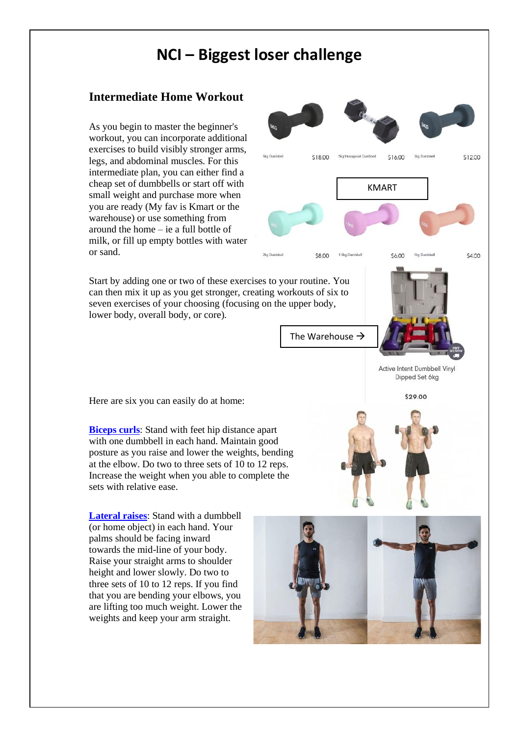# NCI – Biggest loser challenge

## Intermediate Home Workout

As you begin to master the beginner's workout, you can incorporate additional exercises to build visibly stronger arms, legs, and abdominal muscles. For this intermediate plan, you can either find a cheap set of dumbbells or start off with small weight and purchase more when you are ready (My fav is Kmart or the warehouse) or use something from around the home – ie a full bottle of milk, or fill up empty bottles with water or sand.

5kg Dumbbell $18.00

5kg Hexagonal Dumbbell $16.00

3kg Dumbbell $12.00

KMART

2kg Dumbbell $8.00

1.5kg Dumbbell $6.00

1kg Dumbbell $4.00

Start by adding one or two of these exercises to your routine. You can then mix it up as you get stronger, creating workouts of six to seven exercises of your choosing (focusing on the upper body, lower body, overall body, or core).

The Warehouse →

Active Intent Dumbbell Vinyl Dipped Set 6kg

$29.00

Here are six you can easily do at home:

**Biceps curls**: Stand with feet hip distance apart with one dumbbell in each hand. Maintain good posture as you raise and lower the weights, bending at the elbow. Do two to three sets of 10 to 12 reps. Increase the weight when you able to complete the sets with relative ease.

**Lateral raises**: Stand with a dumbbell (or home object) in each hand. Your palms should be facing inward towards the mid-line of your body. Raise your straight arms to shoulder height and lower slowly. Do two to three sets of 10 to 12 reps. If you find that you are bending your elbows, you are lifting too much weight. Lower the weights and keep your arm straight.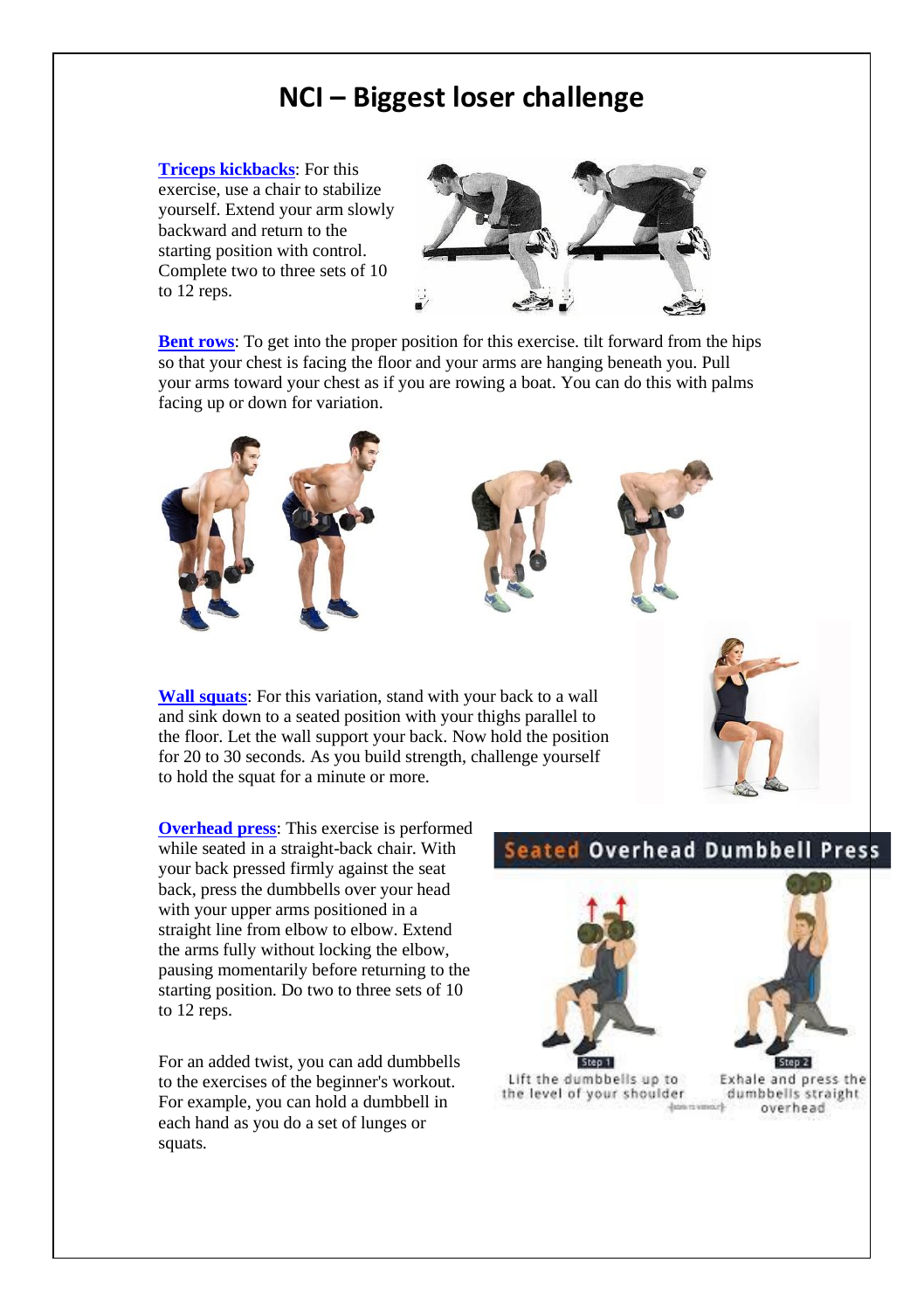# NCI – Biggest loser challenge

**Triceps kickbacks**: For this exercise, use a chair to stabilize yourself. Extend your arm slowly backward and return to the starting position with control. Complete two to three sets of 10 to 12 reps.

**Bent rows**: To get into the proper position for this exercise. tilt forward from the hips so that your chest is facing the floor and your arms are hanging beneath you. Pull your arms toward your chest as if you are rowing a boat. You can do this with palms facing up or down for variation.

**Wall squats**: For this variation, stand with your back to a wall and sink down to a seated position with your thighs parallel to the floor. Let the wall support your back. Now hold the position for 20 to 30 seconds. As you build strength, challenge yourself to hold the squat for a minute or more.

**Overhead press**: This exercise is performed while seated in a straight-back chair. With your back pressed firmly against the seat back, press the dumbbells over your head with your upper arms positioned in a straight line from elbow to elbow. Extend the arms fully without locking the elbow, pausing momentarily before returning to the starting position. Do two to three sets of 10 to 12 reps.

Seated Overhead Dumbbell Press

Step 1
Lift the dumbbells up to the level of your shoulder

Step 2
Exhale and press the dumbbells straight overhead

For an added twist, you can add dumbbells to the exercises of the beginner's workout. For example, you can hold a dumbbell in each hand as you do a set of lunges or squats.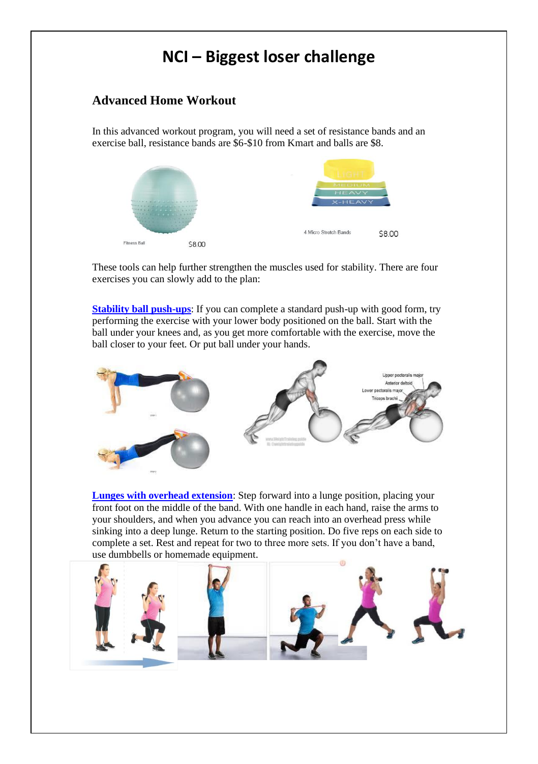# NCI – Biggest loser challenge

## Advanced Home Workout

In this advanced workout program, you will need a set of resistance bands and an exercise ball, resistance bands are $6-$10 from Kmart and balls are $8.

Fitness Ball $8.00

4 Micro Stretch Bands $8.00

These tools can help further strengthen the muscles used for stability. There are four exercises you can slowly add to the plan:

**Stability ball push-ups**: If you can complete a standard push-up with good form, try performing the exercise with your lower body positioned on the ball. Start with the ball under your knees and, as you get more comfortable with the exercise, move the ball closer to your feet. Or put ball under your hands.

**Lunges with overhead extension**: Step forward into a lunge position, placing your front foot on the middle of the band. With one handle in each hand, raise the arms to your shoulders, and when you advance you can reach into an overhead press while sinking into a deep lunge. Return to the starting position. Do five reps on each side to complete a set. Rest and repeat for two to three more sets. If you don't have a band, use dumbbells or homemade equipment.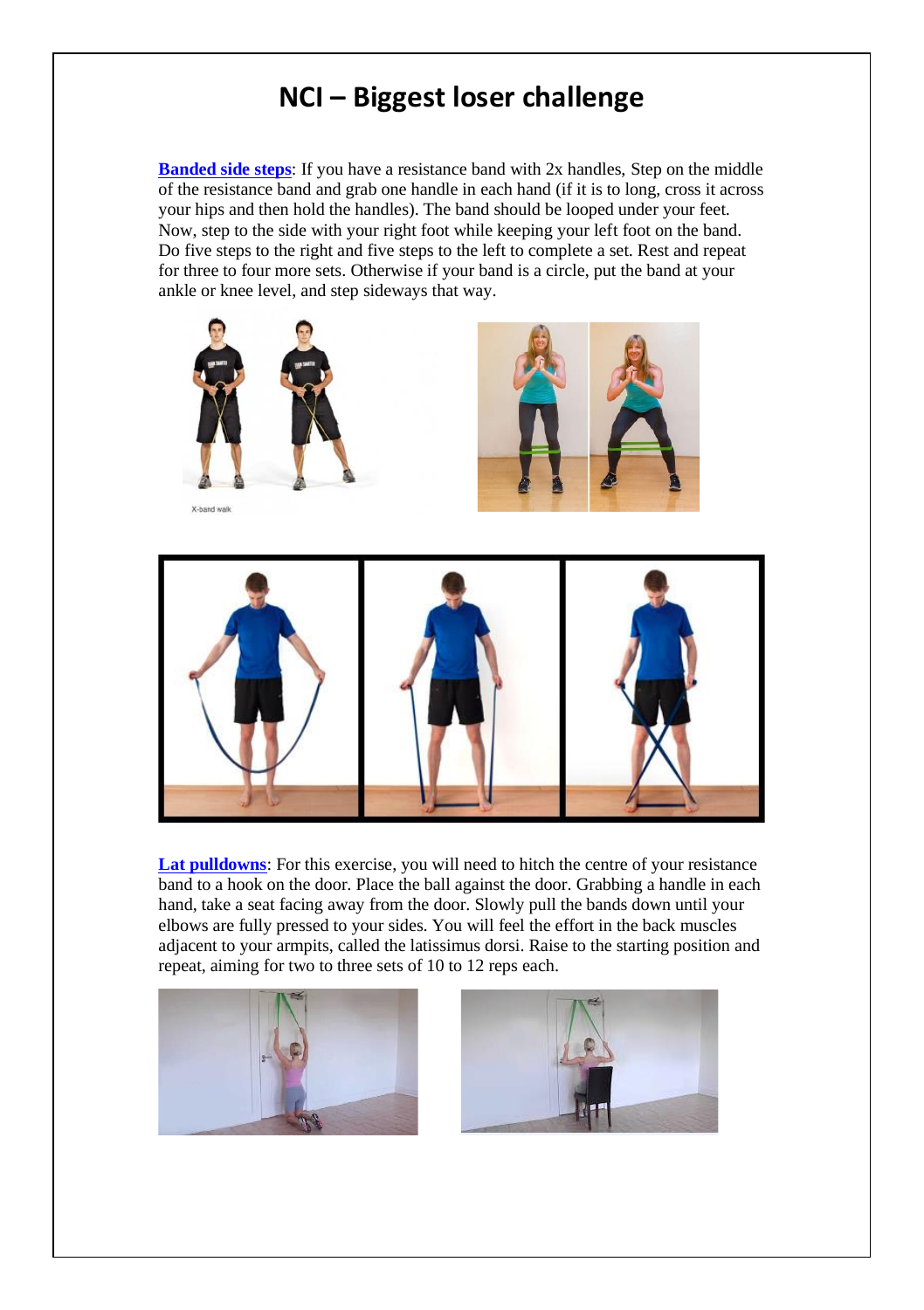# NCI – Biggest loser challenge

**Banded side steps**: If you have a resistance band with 2x handles, Step on the middle of the resistance band and grab one handle in each hand (if it is to long, cross it across your hips and then hold the handles). The band should be looped under your feet. Now, step to the side with your right foot while keeping your left foot on the band. Do five steps to the right and five steps to the left to complete a set. Rest and repeat for three to four more sets. Otherwise if your band is a circle, put the band at your ankle or knee level, and step sideways that way.

X-band walk

**Lat pulldowns**: For this exercise, you will need to hitch the centre of your resistance band to a hook on the door. Place the ball against the door. Grabbing a handle in each hand, take a seat facing away from the door. Slowly pull the bands down until your elbows are fully pressed to your sides. You will feel the effort in the back muscles adjacent to your armpits, called the latissimus dorsi. Raise to the starting position and repeat, aiming for two to three sets of 10 to 12 reps each.